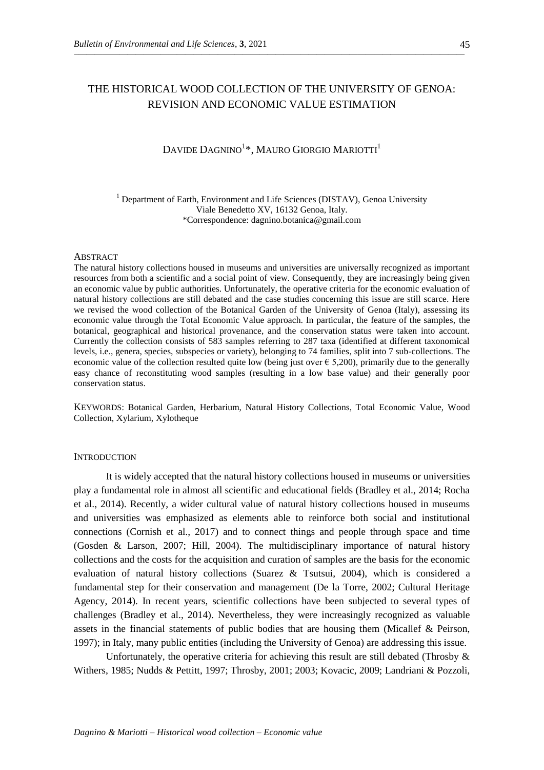# THE HISTORICAL WOOD COLLECTION OF THE UNIVERSITY OF GENOA: REVISION AND ECONOMIC VALUE ESTIMATION

DAVIDE DAGNINO[1]*, MAURO GIORGIO MARIOTTI[1]

[1] Department of Earth, Environment and Life Sciences (DISTAV), Genoa University
Viale Benedetto XV, 16132 Genoa, Italy.
*Correspondence: dagnino.botanica@gmail.com

## ABSTRACT

The natural history collections housed in museums and universities are universally recognized as important resources from both a scientific and a social point of view. Consequently, they are increasingly being given an economic value by public authorities. Unfortunately, the operative criteria for the economic evaluation of natural history collections are still debated and the case studies concerning this issue are still scarce. Here we revised the wood collection of the Botanical Garden of the University of Genoa (Italy), assessing its economic value through the Total Economic Value approach. In particular, the feature of the samples, the botanical, geographical and historical provenance, and the conservation status were taken into account. Currently the collection consists of 583 samples referring to 287 taxa (identified at different taxonomical levels, i.e., genera, species, subspecies or variety), belonging to 74 families, split into 7 sub-collections. The economic value of the collection resulted quite low (being just over € 5,200), primarily due to the generally easy chance of reconstituting wood samples (resulting in a low base value) and their generally poor conservation status.

KEYWORDS: Botanical Garden, Herbarium, Natural History Collections, Total Economic Value, Wood Collection, Xylarium, Xylotheque

## INTRODUCTION

It is widely accepted that the natural history collections housed in museums or universities play a fundamental role in almost all scientific and educational fields (Bradley et al., 2014; Rocha et al., 2014). Recently, a wider cultural value of natural history collections housed in museums and universities was emphasized as elements able to reinforce both social and institutional connections (Cornish et al., 2017) and to connect things and people through space and time (Gosden & Larson, 2007; Hill, 2004). The multidisciplinary importance of natural history collections and the costs for the acquisition and curation of samples are the basis for the economic evaluation of natural history collections (Suarez & Tsutsui, 2004), which is considered a fundamental step for their conservation and management (De la Torre, 2002; Cultural Heritage Agency, 2014). In recent years, scientific collections have been subjected to several types of challenges (Bradley et al., 2014). Nevertheless, they were increasingly recognized as valuable assets in the financial statements of public bodies that are housing them (Micallef & Peirson, 1997); in Italy, many public entities (including the University of Genoa) are addressing this issue.

Unfortunately, the operative criteria for achieving this result are still debated (Throsby & Withers, 1985; Nudds & Pettitt, 1997; Throsby, 2001; 2003; Kovacic, 2009; Landriani & Pozzoli,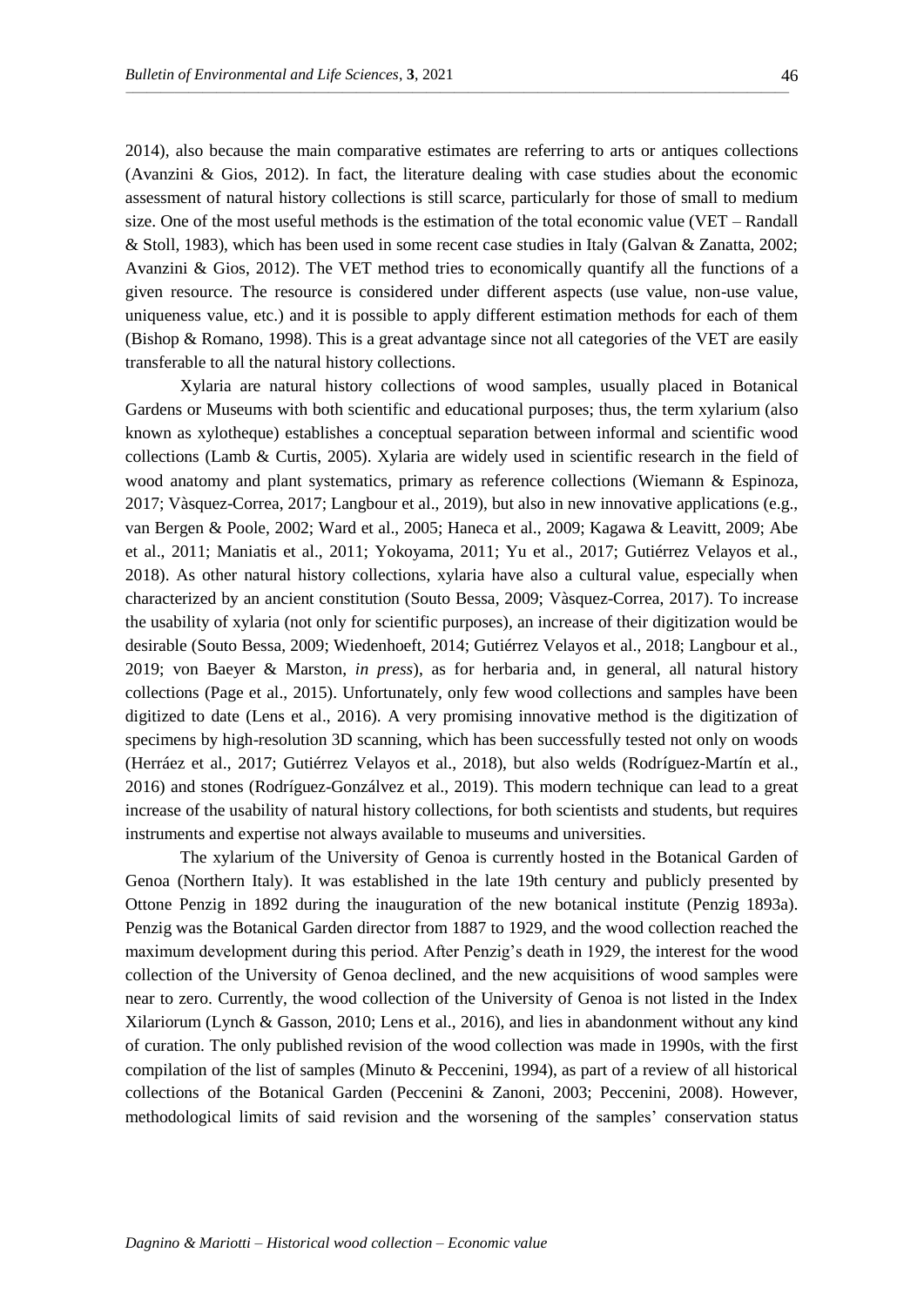2014), also because the main comparative estimates are referring to arts or antiques collections (Avanzini & Gios, 2012). In fact, the literature dealing with case studies about the economic assessment of natural history collections is still scarce, particularly for those of small to medium size. One of the most useful methods is the estimation of the total economic value (VET – Randall & Stoll, 1983), which has been used in some recent case studies in Italy (Galvan & Zanatta, 2002; Avanzini & Gios, 2012). The VET method tries to economically quantify all the functions of a given resource. The resource is considered under different aspects (use value, non-use value, uniqueness value, etc.) and it is possible to apply different estimation methods for each of them (Bishop & Romano, 1998). This is a great advantage since not all categories of the VET are easily transferable to all the natural history collections.

Xylaria are natural history collections of wood samples, usually placed in Botanical Gardens or Museums with both scientific and educational purposes; thus, the term xylarium (also known as xylotheque) establishes a conceptual separation between informal and scientific wood collections (Lamb & Curtis, 2005). Xylaria are widely used in scientific research in the field of wood anatomy and plant systematics, primary as reference collections (Wiemann & Espinoza, 2017; Vàsquez-Correa, 2017; Langbour et al., 2019), but also in new innovative applications (e.g., van Bergen & Poole, 2002; Ward et al., 2005; Haneca et al., 2009; Kagawa & Leavitt, 2009; Abe et al., 2011; Maniatis et al., 2011; Yokoyama, 2011; Yu et al., 2017; Gutiérrez Velayos et al., 2018). As other natural history collections, xylaria have also a cultural value, especially when characterized by an ancient constitution (Souto Bessa, 2009; Vàsquez-Correa, 2017). To increase the usability of xylaria (not only for scientific purposes), an increase of their digitization would be desirable (Souto Bessa, 2009; Wiedenhoeft, 2014; Gutiérrez Velayos et al., 2018; Langbour et al., 2019; von Baeyer & Marston, *in press*), as for herbaria and, in general, all natural history collections (Page et al., 2015). Unfortunately, only few wood collections and samples have been digitized to date (Lens et al., 2016). A very promising innovative method is the digitization of specimens by high-resolution 3D scanning, which has been successfully tested not only on woods (Herráez et al., 2017; Gutiérrez Velayos et al., 2018), but also welds (Rodríguez-Martín et al., 2016) and stones (Rodríguez-Gonzálvez et al., 2019). This modern technique can lead to a great increase of the usability of natural history collections, for both scientists and students, but requires instruments and expertise not always available to museums and universities.

The xylarium of the University of Genoa is currently hosted in the Botanical Garden of Genoa (Northern Italy). It was established in the late 19th century and publicly presented by Ottone Penzig in 1892 during the inauguration of the new botanical institute (Penzig 1893a). Penzig was the Botanical Garden director from 1887 to 1929, and the wood collection reached the maximum development during this period. After Penzig's death in 1929, the interest for the wood collection of the University of Genoa declined, and the new acquisitions of wood samples were near to zero. Currently, the wood collection of the University of Genoa is not listed in the Index Xilariorum (Lynch & Gasson, 2010; Lens et al., 2016), and lies in abandonment without any kind of curation. The only published revision of the wood collection was made in 1990s, with the first compilation of the list of samples (Minuto & Peccenini, 1994), as part of a review of all historical collections of the Botanical Garden (Peccenini & Zanoni, 2003; Peccenini, 2008). However, methodological limits of said revision and the worsening of the samples' conservation status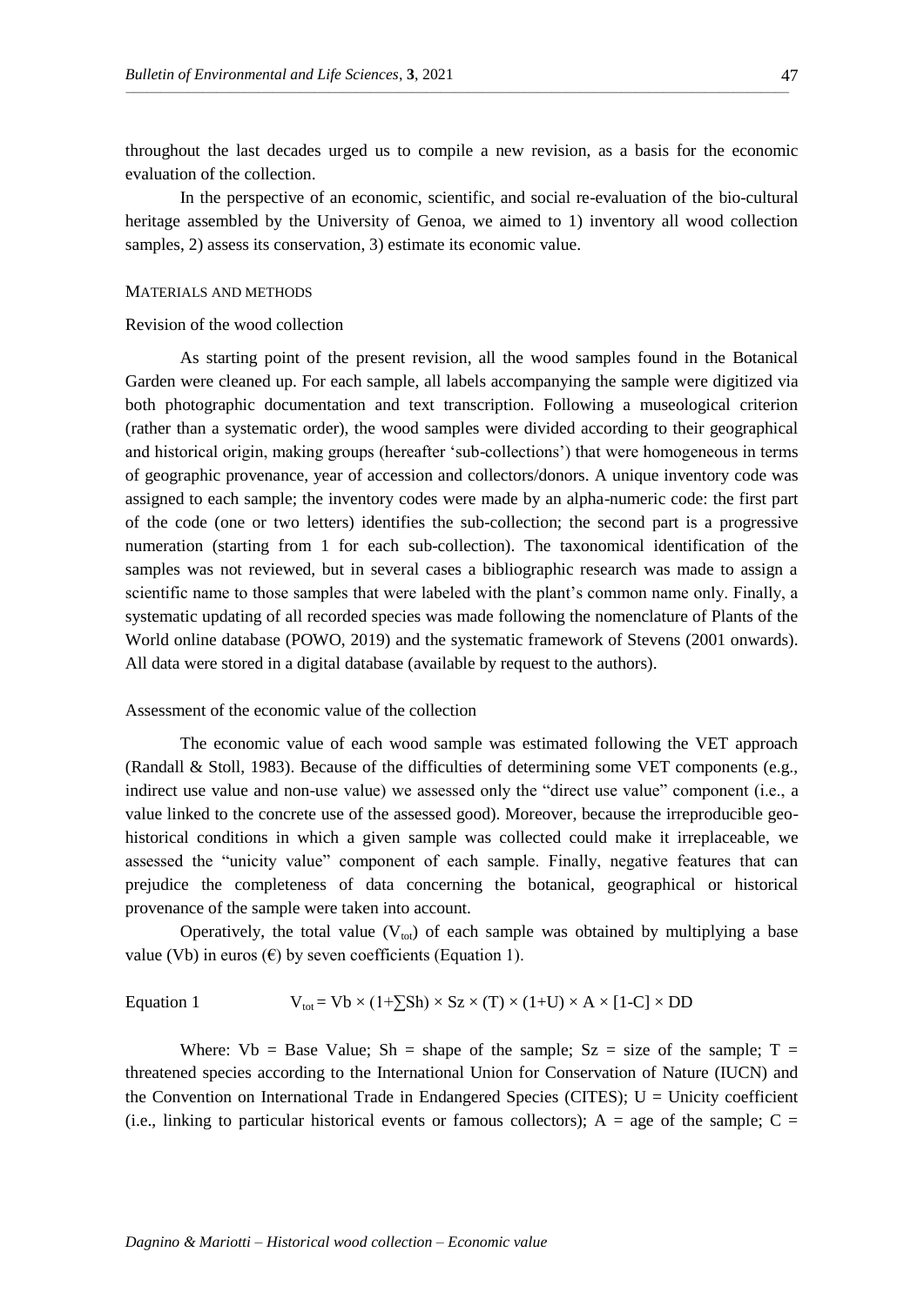throughout the last decades urged us to compile a new revision, as a basis for the economic evaluation of the collection.

In the perspective of an economic, scientific, and social re-evaluation of the bio-cultural heritage assembled by the University of Genoa, we aimed to 1) inventory all wood collection samples, 2) assess its conservation, 3) estimate its economic value.

## MATERIALS AND METHODS

### Revision of the wood collection

As starting point of the present revision, all the wood samples found in the Botanical Garden were cleaned up. For each sample, all labels accompanying the sample were digitized via both photographic documentation and text transcription. Following a museological criterion (rather than a systematic order), the wood samples were divided according to their geographical and historical origin, making groups (hereafter 'sub-collections') that were homogeneous in terms of geographic provenance, year of accession and collectors/donors. A unique inventory code was assigned to each sample; the inventory codes were made by an alpha-numeric code: the first part of the code (one or two letters) identifies the sub-collection; the second part is a progressive numeration (starting from 1 for each sub-collection). The taxonomical identification of the samples was not reviewed, but in several cases a bibliographic research was made to assign a scientific name to those samples that were labeled with the plant's common name only. Finally, a systematic updating of all recorded species was made following the nomenclature of Plants of the World online database (POWO, 2019) and the systematic framework of Stevens (2001 onwards). All data were stored in a digital database (available by request to the authors).

### Assessment of the economic value of the collection

The economic value of each wood sample was estimated following the VET approach (Randall & Stoll, 1983). Because of the difficulties of determining some VET components (e.g., indirect use value and non-use value) we assessed only the "direct use value" component (i.e., a value linked to the concrete use of the assessed good). Moreover, because the irreproducible geo-historical conditions in which a given sample was collected could make it irreplaceable, we assessed the "unicity value" component of each sample. Finally, negative features that can prejudice the completeness of data concerning the botanical, geographical or historical provenance of the sample were taken into account.

Operatively, the total value ($V_{tot}$) of each sample was obtained by multiplying a base value (Vb) in euros (€) by seven coefficients (Equation 1).

Equation 1
$$V_{tot} = Vb \times (1+\sum Sh) \times Sz \times (T) \times (1+U) \times A \times [1-C] \times DD$$

Where: Vb = Base Value; Sh = shape of the sample; Sz = size of the sample; T = threatened species according to the International Union for Conservation of Nature (IUCN) and the Convention on International Trade in Endangered Species (CITES); U = Unicity coefficient (i.e., linking to particular historical events or famous collectors); A = age of the sample; C =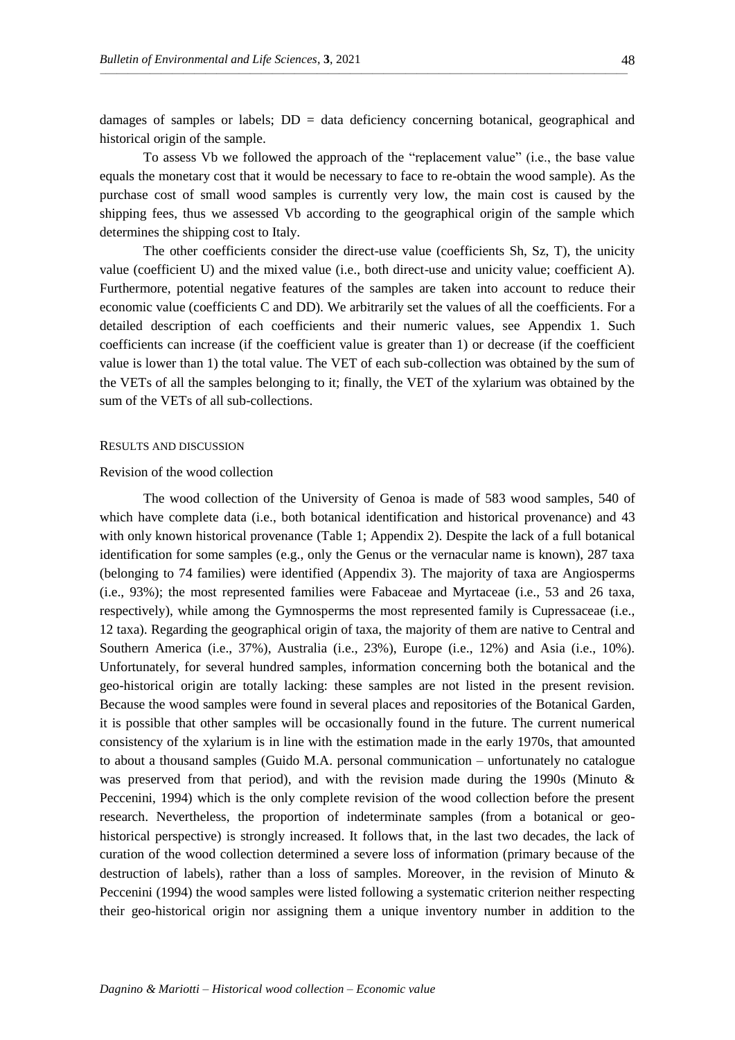damages of samples or labels; DD = data deficiency concerning botanical, geographical and historical origin of the sample.

To assess Vb we followed the approach of the "replacement value" (i.e., the base value equals the monetary cost that it would be necessary to face to re-obtain the wood sample). As the purchase cost of small wood samples is currently very low, the main cost is caused by the shipping fees, thus we assessed Vb according to the geographical origin of the sample which determines the shipping cost to Italy.

The other coefficients consider the direct-use value (coefficients Sh, Sz, T), the unicity value (coefficient U) and the mixed value (i.e., both direct-use and unicity value; coefficient A). Furthermore, potential negative features of the samples are taken into account to reduce their economic value (coefficients C and DD). We arbitrarily set the values of all the coefficients. For a detailed description of each coefficients and their numeric values, see Appendix 1. Such coefficients can increase (if the coefficient value is greater than 1) or decrease (if the coefficient value is lower than 1) the total value. The VET of each sub-collection was obtained by the sum of the VETs of all the samples belonging to it; finally, the VET of the xylarium was obtained by the sum of the VETs of all sub-collections.

## RESULTS AND DISCUSSION

### Revision of the wood collection

The wood collection of the University of Genoa is made of 583 wood samples, 540 of which have complete data (i.e., both botanical identification and historical provenance) and 43 with only known historical provenance (Table 1; Appendix 2). Despite the lack of a full botanical identification for some samples (e.g., only the Genus or the vernacular name is known), 287 taxa (belonging to 74 families) were identified (Appendix 3). The majority of taxa are Angiosperms (i.e., 93%); the most represented families were Fabaceae and Myrtaceae (i.e., 53 and 26 taxa, respectively), while among the Gymnosperms the most represented family is Cupressaceae (i.e., 12 taxa). Regarding the geographical origin of taxa, the majority of them are native to Central and Southern America (i.e., 37%), Australia (i.e., 23%), Europe (i.e., 12%) and Asia (i.e., 10%). Unfortunately, for several hundred samples, information concerning both the botanical and the geo-historical origin are totally lacking: these samples are not listed in the present revision. Because the wood samples were found in several places and repositories of the Botanical Garden, it is possible that other samples will be occasionally found in the future. The current numerical consistency of the xylarium is in line with the estimation made in the early 1970s, that amounted to about a thousand samples (Guido M.A. personal communication – unfortunately no catalogue was preserved from that period), and with the revision made during the 1990s (Minuto & Peccenini, 1994) which is the only complete revision of the wood collection before the present research. Nevertheless, the proportion of indeterminate samples (from a botanical or geo-historical perspective) is strongly increased. It follows that, in the last two decades, the lack of curation of the wood collection determined a severe loss of information (primary because of the destruction of labels), rather than a loss of samples. Moreover, in the revision of Minuto & Peccenini (1994) the wood samples were listed following a systematic criterion neither respecting their geo-historical origin nor assigning them a unique inventory number in addition to the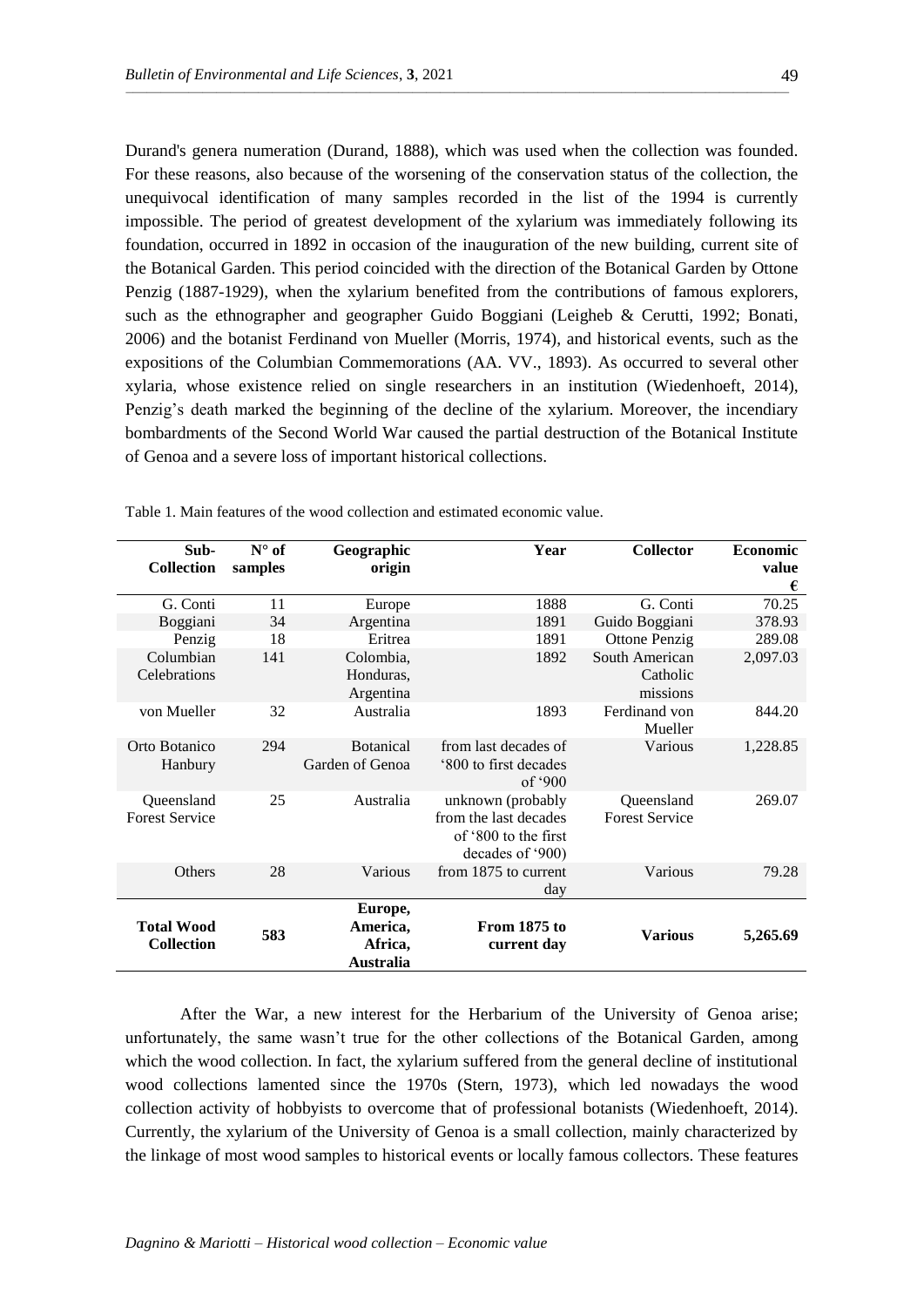Durand's genera numeration (Durand, 1888), which was used when the collection was founded. For these reasons, also because of the worsening of the conservation status of the collection, the unequivocal identification of many samples recorded in the list of the 1994 is currently impossible. The period of greatest development of the xylarium was immediately following its foundation, occurred in 1892 in occasion of the inauguration of the new building, current site of the Botanical Garden. This period coincided with the direction of the Botanical Garden by Ottone Penzig (1887-1929), when the xylarium benefited from the contributions of famous explorers, such as the ethnographer and geographer Guido Boggiani (Leigheb & Cerutti, 1992; Bonati, 2006) and the botanist Ferdinand von Mueller (Morris, 1974), and historical events, such as the expositions of the Columbian Commemorations (AA. VV., 1893). As occurred to several other xylaria, whose existence relied on single researchers in an institution (Wiedenhoeft, 2014), Penzig's death marked the beginning of the decline of the xylarium. Moreover, the incendiary bombardments of the Second World War caused the partial destruction of the Botanical Institute of Genoa and a severe loss of important historical collections.

Table 1. Main features of the wood collection and estimated economic value.

| Sub-Collection | N° of samples | Geographic origin | Year | Collector | Economic value € |
|---|---|---|---|---|---|
| G. Conti | 11 | Europe | 1888 | G. Conti | 70.25 |
| Boggiani | 34 | Argentina | 1891 | Guido Boggiani | 378.93 |
| Penzig | 18 | Eritrea | 1891 | Ottone Penzig | 289.08 |
| Columbian Celebrations | 141 | Colombia, Honduras, Argentina | 1892 | South American Catholic missions | 2,097.03 |
| von Mueller | 32 | Australia | 1893 | Ferdinand von Mueller | 844.20 |
| Orto Botanico Hanbury | 294 | Botanical Garden of Genoa | from last decades of '800 to first decades of '900 | Various | 1,228.85 |
| Queensland Forest Service | 25 | Australia | unknown (probably from the last decades of '800 to the first decades of '900) | Queensland Forest Service | 269.07 |
| Others | 28 | Various | from 1875 to current day | Various | 79.28 |
| **Total Wood Collection** | **583** | **Europe, America, Africa, Australia** | **From 1875 to current day** | **Various** | **5,265.69** |

After the War, a new interest for the Herbarium of the University of Genoa arise; unfortunately, the same wasn't true for the other collections of the Botanical Garden, among which the wood collection. In fact, the xylarium suffered from the general decline of institutional wood collections lamented since the 1970s (Stern, 1973), which led nowadays the wood collection activity of hobbyists to overcome that of professional botanists (Wiedenhoeft, 2014). Currently, the xylarium of the University of Genoa is a small collection, mainly characterized by the linkage of most wood samples to historical events or locally famous collectors. These features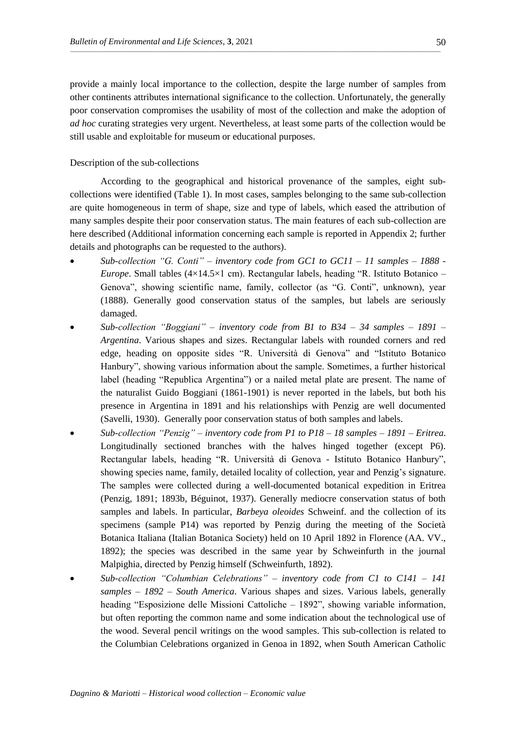provide a mainly local importance to the collection, despite the large number of samples from other continents attributes international significance to the collection. Unfortunately, the generally poor conservation compromises the usability of most of the collection and make the adoption of *ad hoc* curating strategies very urgent. Nevertheless, at least some parts of the collection would be still usable and exploitable for museum or educational purposes.

Description of the sub-collections

According to the geographical and historical provenance of the samples, eight sub-collections were identified (Table 1). In most cases, samples belonging to the same sub-collection are quite homogeneous in term of shape, size and type of labels, which eased the attribution of many samples despite their poor conservation status. The main features of each sub-collection are here described (Additional information concerning each sample is reported in Appendix 2; further details and photographs can be requested to the authors).

- *Sub-collection "G. Conti" – inventory code from GC1 to GC11 – 11 samples – 1888 - Europe*. Small tables (4×14.5×1 cm). Rectangular labels, heading "R. Istituto Botanico – Genova", showing scientific name, family, collector (as "G. Conti", unknown), year (1888). Generally good conservation status of the samples, but labels are seriously damaged.
- *Sub-collection "Boggiani" – inventory code from B1 to B34 – 34 samples – 1891 – Argentina*. Various shapes and sizes. Rectangular labels with rounded corners and red edge, heading on opposite sides "R. Università di Genova" and "Istituto Botanico Hanbury", showing various information about the sample. Sometimes, a further historical label (heading "Republica Argentina") or a nailed metal plate are present. The name of the naturalist Guido Boggiani (1861-1901) is never reported in the labels, but both his presence in Argentina in 1891 and his relationships with Penzig are well documented (Savelli, 1930). Generally poor conservation status of both samples and labels.
- *Sub-collection "Penzig" – inventory code from P1 to P18 – 18 samples – 1891 – Eritrea*. Longitudinally sectioned branches with the halves hinged together (except P6). Rectangular labels, heading "R. Università di Genova - Istituto Botanico Hanbury", showing species name, family, detailed locality of collection, year and Penzig's signature. The samples were collected during a well-documented botanical expedition in Eritrea (Penzig, 1891; 1893b, Béguinot, 1937). Generally mediocre conservation status of both samples and labels. In particular, *Barbeya oleoides* Schweinf. and the collection of its specimens (sample P14) was reported by Penzig during the meeting of the Società Botanica Italiana (Italian Botanica Society) held on 10 April 1892 in Florence (AA. VV., 1892); the species was described in the same year by Schweinfurth in the journal Malpighia, directed by Penzig himself (Schweinfurth, 1892).
- *Sub-collection "Columbian Celebrations" – inventory code from C1 to C141 – 141 samples – 1892 – South America*. Various shapes and sizes. Various labels, generally heading "Esposizione delle Missioni Cattoliche – 1892", showing variable information, but often reporting the common name and some indication about the technological use of the wood. Several pencil writings on the wood samples. This sub-collection is related to the Columbian Celebrations organized in Genoa in 1892, when South American Catholic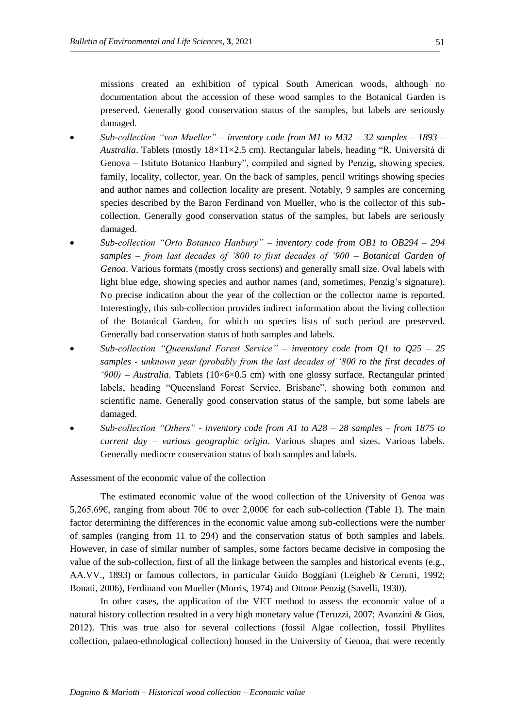missions created an exhibition of typical South American woods, although no documentation about the accession of these wood samples to the Botanical Garden is preserved. Generally good conservation status of the samples, but labels are seriously damaged.

- *Sub-collection "von Mueller" – inventory code from M1 to M32 – 32 samples – 1893 – Australia*. Tablets (mostly 18×11×2.5 cm). Rectangular labels, heading "R. Università di Genova – Istituto Botanico Hanbury", compiled and signed by Penzig, showing species, family, locality, collector, year. On the back of samples, pencil writings showing species and author names and collection locality are present. Notably, 9 samples are concerning species described by the Baron Ferdinand von Mueller, who is the collector of this sub-collection. Generally good conservation status of the samples, but labels are seriously damaged.
- *Sub-collection "Orto Botanico Hanbury" – inventory code from OB1 to OB294 – 294 samples – from last decades of '800 to first decades of '900 – Botanical Garden of Genoa*. Various formats (mostly cross sections) and generally small size. Oval labels with light blue edge, showing species and author names (and, sometimes, Penzig's signature). No precise indication about the year of the collection or the collector name is reported. Interestingly, this sub-collection provides indirect information about the living collection of the Botanical Garden, for which no species lists of such period are preserved. Generally bad conservation status of both samples and labels.
- *Sub-collection "Queensland Forest Service" – inventory code from Q1 to Q25 – 25 samples - unknown year (probably from the last decades of '800 to the first decades of '900) – Australia*. Tablets (10×6×0.5 cm) with one glossy surface. Rectangular printed labels, heading "Queensland Forest Service, Brisbane", showing both common and scientific name. Generally good conservation status of the sample, but some labels are damaged.
- *Sub-collection "Others" - inventory code from A1 to A28 – 28 samples – from 1875 to current day – various geographic origin*. Various shapes and sizes. Various labels. Generally mediocre conservation status of both samples and labels.

Assessment of the economic value of the collection

The estimated economic value of the wood collection of the University of Genoa was 5,265.69€, ranging from about 70€ to over 2,000€ for each sub-collection (Table 1). The main factor determining the differences in the economic value among sub-collections were the number of samples (ranging from 11 to 294) and the conservation status of both samples and labels. However, in case of similar number of samples, some factors became decisive in composing the value of the sub-collection, first of all the linkage between the samples and historical events (e.g., AA.VV., 1893) or famous collectors, in particular Guido Boggiani (Leigheb & Cerutti, 1992; Bonati, 2006), Ferdinand von Mueller (Morris, 1974) and Ottone Penzig (Savelli, 1930).

In other cases, the application of the VET method to assess the economic value of a natural history collection resulted in a very high monetary value (Teruzzi, 2007; Avanzini & Gios, 2012). This was true also for several collections (fossil Algae collection, fossil Phyllites collection, palaeo-ethnological collection) housed in the University of Genoa, that were recently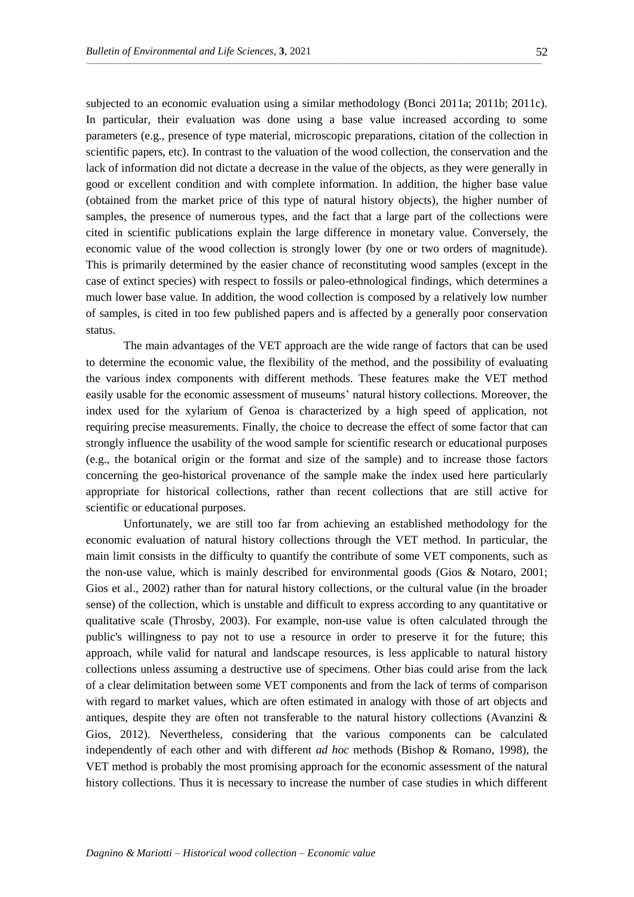subjected to an economic evaluation using a similar methodology (Bonci 2011a; 2011b; 2011c). In particular, their evaluation was done using a base value increased according to some parameters (e.g., presence of type material, microscopic preparations, citation of the collection in scientific papers, etc). In contrast to the valuation of the wood collection, the conservation and the lack of information did not dictate a decrease in the value of the objects, as they were generally in good or excellent condition and with complete information. In addition, the higher base value (obtained from the market price of this type of natural history objects), the higher number of samples, the presence of numerous types, and the fact that a large part of the collections were cited in scientific publications explain the large difference in monetary value. Conversely, the economic value of the wood collection is strongly lower (by one or two orders of magnitude). This is primarily determined by the easier chance of reconstituting wood samples (except in the case of extinct species) with respect to fossils or paleo-ethnological findings, which determines a much lower base value. In addition, the wood collection is composed by a relatively low number of samples, is cited in too few published papers and is affected by a generally poor conservation status.

The main advantages of the VET approach are the wide range of factors that can be used to determine the economic value, the flexibility of the method, and the possibility of evaluating the various index components with different methods. These features make the VET method easily usable for the economic assessment of museums' natural history collections. Moreover, the index used for the xylarium of Genoa is characterized by a high speed of application, not requiring precise measurements. Finally, the choice to decrease the effect of some factor that can strongly influence the usability of the wood sample for scientific research or educational purposes (e.g., the botanical origin or the format and size of the sample) and to increase those factors concerning the geo-historical provenance of the sample make the index used here particularly appropriate for historical collections, rather than recent collections that are still active for scientific or educational purposes.

Unfortunately, we are still too far from achieving an established methodology for the economic evaluation of natural history collections through the VET method. In particular, the main limit consists in the difficulty to quantify the contribute of some VET components, such as the non-use value, which is mainly described for environmental goods (Gios & Notaro, 2001; Gios et al., 2002) rather than for natural history collections, or the cultural value (in the broader sense) of the collection, which is unstable and difficult to express according to any quantitative or qualitative scale (Throsby, 2003). For example, non-use value is often calculated through the public's willingness to pay not to use a resource in order to preserve it for the future; this approach, while valid for natural and landscape resources, is less applicable to natural history collections unless assuming a destructive use of specimens. Other bias could arise from the lack of a clear delimitation between some VET components and from the lack of terms of comparison with regard to market values, which are often estimated in analogy with those of art objects and antiques, despite they are often not transferable to the natural history collections (Avanzini & Gios, 2012). Nevertheless, considering that the various components can be calculated independently of each other and with different *ad hoc* methods (Bishop & Romano, 1998), the VET method is probably the most promising approach for the economic assessment of the natural history collections. Thus it is necessary to increase the number of case studies in which different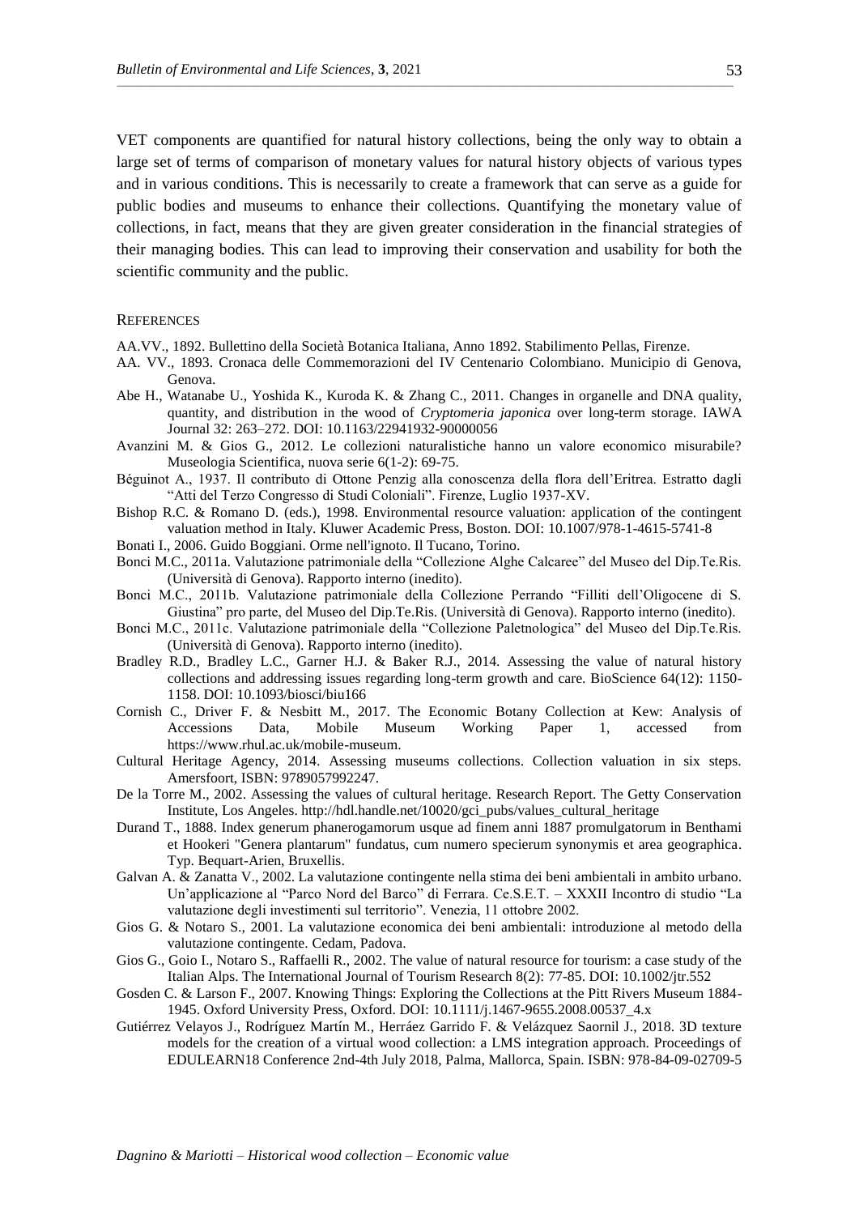VET components are quantified for natural history collections, being the only way to obtain a large set of terms of comparison of monetary values for natural history objects of various types and in various conditions. This is necessarily to create a framework that can serve as a guide for public bodies and museums to enhance their collections. Quantifying the monetary value of collections, in fact, means that they are given greater consideration in the financial strategies of their managing bodies. This can lead to improving their conservation and usability for both the scientific community and the public.

## References

AA.VV., 1892. Bullettino della Società Botanica Italiana, Anno 1892. Stabilimento Pellas, Firenze.

AA. VV., 1893. Cronaca delle Commemorazioni del IV Centenario Colombiano. Municipio di Genova, Genova.

Abe H., Watanabe U., Yoshida K., Kuroda K. & Zhang C., 2011. Changes in organelle and DNA quality, quantity, and distribution in the wood of *Cryptomeria japonica* over long-term storage. IAWA Journal 32: 263–272. DOI: 10.1163/22941932-90000056

Avanzini M. & Gios G., 2012. Le collezioni naturalistiche hanno un valore economico misurabile? Museologia Scientifica, nuova serie 6(1-2): 69-75.

Béguinot A., 1937. Il contributo di Ottone Penzig alla conoscenza della flora dell'Eritrea. Estratto dagli "Atti del Terzo Congresso di Studi Coloniali". Firenze, Luglio 1937-XV.

Bishop R.C. & Romano D. (eds.), 1998. Environmental resource valuation: application of the contingent valuation method in Italy. Kluwer Academic Press, Boston. DOI: 10.1007/978-1-4615-5741-8

Bonati I., 2006. Guido Boggiani. Orme nell'ignoto. Il Tucano, Torino.

Bonci M.C., 2011a. Valutazione patrimoniale della "Collezione Alghe Calcaree" del Museo del Dip.Te.Ris. (Università di Genova). Rapporto interno (inedito).

Bonci M.C., 2011b. Valutazione patrimoniale della Collezione Perrando "Filliti dell'Oligocene di S. Giustina" pro parte, del Museo del Dip.Te.Ris. (Università di Genova). Rapporto interno (inedito).

Bonci M.C., 2011c. Valutazione patrimoniale della "Collezione Paletnologica" del Museo del Dip.Te.Ris. (Università di Genova). Rapporto interno (inedito).

Bradley R.D., Bradley L.C., Garner H.J. & Baker R.J., 2014. Assessing the value of natural history collections and addressing issues regarding long-term growth and care. BioScience 64(12): 1150-1158. DOI: 10.1093/biosci/biu166

Cornish C., Driver F. & Nesbitt M., 2017. The Economic Botany Collection at Kew: Analysis of Accessions Data, Mobile Museum Working Paper 1, accessed from https://www.rhul.ac.uk/mobile-museum.

Cultural Heritage Agency, 2014. Assessing museums collections. Collection valuation in six steps. Amersfoort, ISBN: 9789057992247.

De la Torre M., 2002. Assessing the values of cultural heritage. Research Report. The Getty Conservation Institute, Los Angeles. http://hdl.handle.net/10020/gci_pubs/values_cultural_heritage

Durand T., 1888. Index generum phanerogamorum usque ad finem anni 1887 promulgatorum in Benthami et Hookeri "Genera plantarum" fundatus, cum numero specierum synonymis et area geographica. Typ. Bequart-Arien, Bruxellis.

Galvan A. & Zanatta V., 2002. La valutazione contingente nella stima dei beni ambientali in ambito urbano. Un'applicazione al "Parco Nord del Barco" di Ferrara. Ce.S.E.T. – XXXII Incontro di studio "La valutazione degli investimenti sul territorio". Venezia, 11 ottobre 2002.

Gios G. & Notaro S., 2001. La valutazione economica dei beni ambientali: introduzione al metodo della valutazione contingente. Cedam, Padova.

Gios G., Goio I., Notaro S., Raffaelli R., 2002. The value of natural resource for tourism: a case study of the Italian Alps. The International Journal of Tourism Research 8(2): 77-85. DOI: 10.1002/jtr.552

Gosden C. & Larson F., 2007. Knowing Things: Exploring the Collections at the Pitt Rivers Museum 1884-1945. Oxford University Press, Oxford. DOI: 10.1111/j.1467-9655.2008.00537_4.x

Gutiérrez Velayos J., Rodríguez Martín M., Herráez Garrido F. & Velázquez Saornil J., 2018. 3D texture models for the creation of a virtual wood collection: a LMS integration approach. Proceedings of EDULEARN18 Conference 2nd-4th July 2018, Palma, Mallorca, Spain. ISBN: 978-84-09-02709-5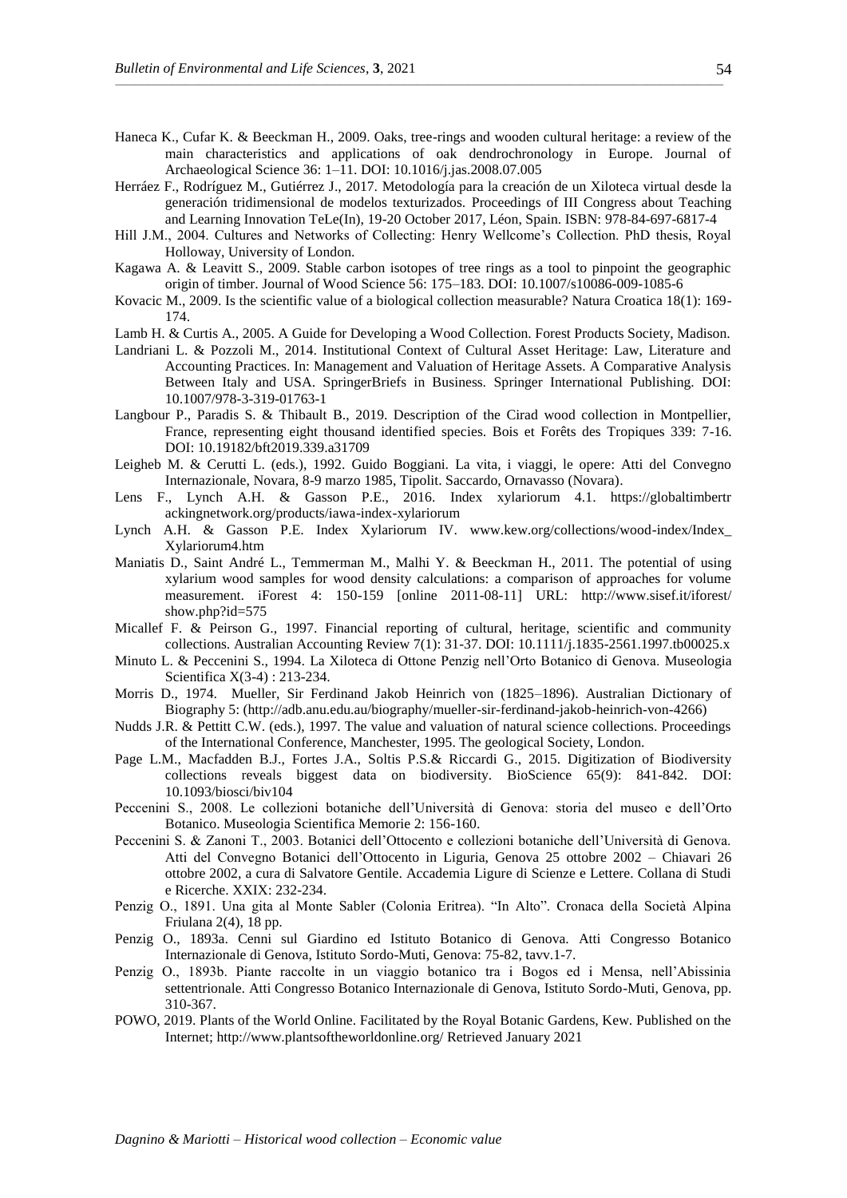Haneca K., Cufar K. & Beeckman H., 2009. Oaks, tree-rings and wooden cultural heritage: a review of the main characteristics and applications of oak dendrochronology in Europe. Journal of Archaeological Science 36: 1–11. DOI: 10.1016/j.jas.2008.07.005

Herráez F., Rodríguez M., Gutiérrez J., 2017. Metodología para la creación de un Xiloteca virtual desde la generación tridimensional de modelos texturizados. Proceedings of III Congress about Teaching and Learning Innovation TeLe(In), 19-20 October 2017, Léon, Spain. ISBN: 978-84-697-6817-4

Hill J.M., 2004. Cultures and Networks of Collecting: Henry Wellcome's Collection. PhD thesis, Royal Holloway, University of London.

Kagawa A. & Leavitt S., 2009. Stable carbon isotopes of tree rings as a tool to pinpoint the geographic origin of timber. Journal of Wood Science 56: 175–183. DOI: 10.1007/s10086-009-1085-6

Kovacic M., 2009. Is the scientific value of a biological collection measurable? Natura Croatica 18(1): 169-174.

Lamb H. & Curtis A., 2005. A Guide for Developing a Wood Collection. Forest Products Society, Madison.

Landriani L. & Pozzoli M., 2014. Institutional Context of Cultural Asset Heritage: Law, Literature and Accounting Practices. In: Management and Valuation of Heritage Assets. A Comparative Analysis Between Italy and USA. SpringerBriefs in Business. Springer International Publishing. DOI: 10.1007/978-3-319-01763-1

Langbour P., Paradis S. & Thibault B., 2019. Description of the Cirad wood collection in Montpellier, France, representing eight thousand identified species. Bois et Forêts des Tropiques 339: 7-16. DOI: 10.19182/bft2019.339.a31709

Leigheb M. & Cerutti L. (eds.), 1992. Guido Boggiani. La vita, i viaggi, le opere: Atti del Convegno Internazionale, Novara, 8-9 marzo 1985, Tipolit. Saccardo, Ornavasso (Novara).

Lens F., Lynch A.H. & Gasson P.E., 2016. Index xylariorum 4.1. https://globaltimbertrackingnetwork.org/products/iawa-index-xylariorum

Lynch A.H. & Gasson P.E. Index Xylariorum IV. www.kew.org/collections/wood-index/Index_Xylariorum4.htm

Maniatis D., Saint André L., Temmerman M., Malhi Y. & Beeckman H., 2011. The potential of using xylarium wood samples for wood density calculations: a comparison of approaches for volume measurement. iForest 4: 150-159 [online 2011-08-11] URL: http://www.sisef.it/iforest/show.php?id=575

Micallef F. & Peirson G., 1997. Financial reporting of cultural, heritage, scientific and community collections. Australian Accounting Review 7(1): 31-37. DOI: 10.1111/j.1835-2561.1997.tb00025.x

Minuto L. & Peccenini S., 1994. La Xiloteca di Ottone Penzig nell'Orto Botanico di Genova. Museologia Scientifica X(3-4) : 213-234.

Morris D., 1974. Mueller, Sir Ferdinand Jakob Heinrich von (1825–1896). Australian Dictionary of Biography 5: (http://adb.anu.edu.au/biography/mueller-sir-ferdinand-jakob-heinrich-von-4266)

Nudds J.R. & Pettitt C.W. (eds.), 1997. The value and valuation of natural science collections. Proceedings of the International Conference, Manchester, 1995. The geological Society, London.

Page L.M., Macfadden B.J., Fortes J.A., Soltis P.S.& Riccardi G., 2015. Digitization of Biodiversity collections reveals biggest data on biodiversity. BioScience 65(9): 841-842. DOI: 10.1093/biosci/biv104

Peccenini S., 2008. Le collezioni botaniche dell'Università di Genova: storia del museo e dell'Orto Botanico. Museologia Scientifica Memorie 2: 156-160.

Peccenini S. & Zanoni T., 2003. Botanici dell'Ottocento e collezioni botaniche dell'Università di Genova. Atti del Convegno Botanici dell'Ottocento in Liguria, Genova 25 ottobre 2002 – Chiavari 26 ottobre 2002, a cura di Salvatore Gentile. Accademia Ligure di Scienze e Lettere. Collana di Studi e Ricerche. XXIX: 232-234.

Penzig O., 1891. Una gita al Monte Sabler (Colonia Eritrea). "In Alto". Cronaca della Società Alpina Friulana 2(4), 18 pp.

Penzig O., 1893a. Cenni sul Giardino ed Istituto Botanico di Genova. Atti Congresso Botanico Internazionale di Genova, Istituto Sordo-Muti, Genova: 75-82, tavv.1-7.

Penzig O., 1893b. Piante raccolte in un viaggio botanico tra i Bogos ed i Mensa, nell'Abissinia settentrionale. Atti Congresso Botanico Internazionale di Genova, Istituto Sordo-Muti, Genova, pp. 310-367.

POWO, 2019. Plants of the World Online. Facilitated by the Royal Botanic Gardens, Kew. Published on the Internet; http://www.plantsoftheworldonline.org/ Retrieved January 2021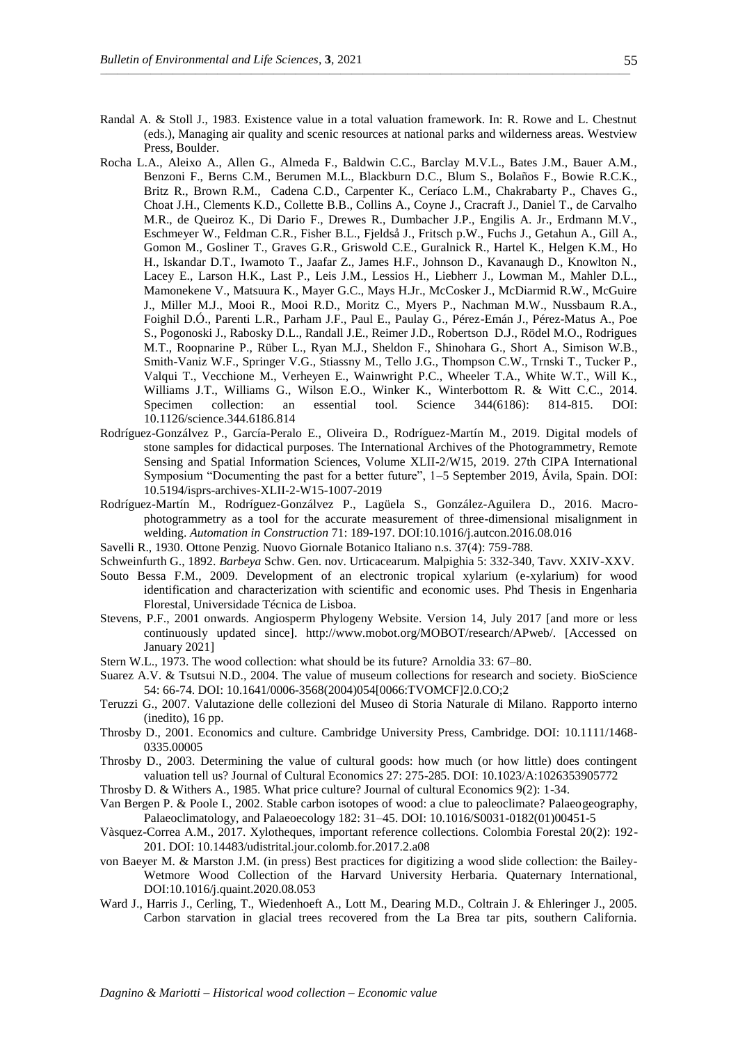Randal A. & Stoll J., 1983. Existence value in a total valuation framework. In: R. Rowe and L. Chestnut (eds.), Managing air quality and scenic resources at national parks and wilderness areas. Westview Press, Boulder.

Rocha L.A., Aleixo A., Allen G., Almeda F., Baldwin C.C., Barclay M.V.L., Bates J.M., Bauer A.M., Benzoni F., Berns C.M., Berumen M.L., Blackburn D.C., Blum S., Bolaños F., Bowie R.C.K., Britz R., Brown R.M., Cadena C.D., Carpenter K., Ceríaco L.M., Chakrabarty P., Chaves G., Choat J.H., Clements K.D., Collette B.B., Collins A., Coyne J., Cracraft J., Daniel T., de Carvalho M.R., de Queiroz K., Di Dario F., Drewes R., Dumbacher J.P., Engilis A. Jr., Erdmann M.V., Eschmeyer W., Feldman C.R., Fisher B.L., Fjeldså J., Fritsch p.W., Fuchs J., Getahun A., Gill A., Gomon M., Gosliner T., Graves G.R., Griswold C.E., Guralnick R., Hartel K., Helgen K.M., Ho H., Iskandar D.T., Iwamoto T., Jaafar Z., James H.F., Johnson D., Kavanaugh D., Knowlton N., Lacey E., Larson H.K., Last P., Leis J.M., Lessios H., Liebherr J., Lowman M., Mahler D.L., Mamonekene V., Matsuura K., Mayer G.C., Mays H.Jr., McCosker J., McDiarmid R.W., McGuire J., Miller M.J., Mooi R., Mooi R.D., Moritz C., Myers P., Nachman M.W., Nussbaum R.A., Foighil D.Ó., Parenti L.R., Parham J.F., Paul E., Paulay G., Pérez-Emán J., Pérez-Matus A., Poe S., Pogonoski J., Rabosky D.L., Randall J.E., Reimer J.D., Robertson D.J., Rödel M.O., Rodrigues M.T., Roopnarine P., Rüber L., Ryan M.J., Sheldon F., Shinohara G., Short A., Simison W.B., Smith-Vaniz W.F., Springer V.G., Stiassny M., Tello J.G., Thompson C.W., Trnski T., Tucker P., Valqui T., Vecchione M., Verheyen E., Wainwright P.C., Wheeler T.A., White W.T., Will K., Williams J.T., Williams G., Wilson E.O., Winker K., Winterbottom R. & Witt C.C., 2014. Specimen collection: an essential tool. Science 344(6186): 814-815. DOI: 10.1126/science.344.6186.814

Rodríguez-Gonzálvez P., García-Peralo E., Oliveira D., Rodríguez-Martín M., 2019. Digital models of stone samples for didactical purposes. The International Archives of the Photogrammetry, Remote Sensing and Spatial Information Sciences, Volume XLII-2/W15, 2019. 27th CIPA International Symposium "Documenting the past for a better future", 1–5 September 2019, Ávila, Spain. DOI: 10.5194/isprs-archives-XLII-2-W15-1007-2019

Rodríguez-Martín M., Rodríguez-Gonzálvez P., Lagüela S., González-Aguilera D., 2016. Macro-photogrammetry as a tool for the accurate measurement of three-dimensional misalignment in welding. *Automation in Construction* 71: 189-197. DOI:10.1016/j.autcon.2016.08.016

Savelli R., 1930. Ottone Penzig. Nuovo Giornale Botanico Italiano n.s. 37(4): 759-788.

Schweinfurth G., 1892. *Barbeya* Schw. Gen. nov. Urticacearum. Malpighia 5: 332-340, Tavv. XXIV-XXV.

Souto Bessa F.M., 2009. Development of an electronic tropical xylarium (e-xylarium) for wood identification and characterization with scientific and economic uses. Phd Thesis in Engenharia Florestal, Universidade Técnica de Lisboa.

Stevens, P.F., 2001 onwards. Angiosperm Phylogeny Website. Version 14, July 2017 [and more or less continuously updated since]. http://www.mobot.org/MOBOT/research/APweb/. [Accessed on January 2021]

Stern W.L., 1973. The wood collection: what should be its future? Arnoldia 33: 67–80.

Suarez A.V. & Tsutsui N.D., 2004. The value of museum collections for research and society. BioScience 54: 66-74. DOI: 10.1641/0006-3568(2004)054[0066:TVOMCF]2.0.CO;2

Teruzzi G., 2007. Valutazione delle collezioni del Museo di Storia Naturale di Milano. Rapporto interno (inedito), 16 pp.

Throsby D., 2001. Economics and culture. Cambridge University Press, Cambridge. DOI: 10.1111/1468-0335.00005

Throsby D., 2003. Determining the value of cultural goods: how much (or how little) does contingent valuation tell us? Journal of Cultural Economics 27: 275-285. DOI: 10.1023/A:1026353905772

Throsby D. & Withers A., 1985. What price culture? Journal of cultural Economics 9(2): 1-34.

Van Bergen P. & Poole I., 2002. Stable carbon isotopes of wood: a clue to paleoclimate? Palaeogeography, Palaeoclimatology, and Palaeoecology 182: 31–45. DOI: 10.1016/S0031-0182(01)00451-5

Vàsquez-Correa A.M., 2017. Xylotheques, important reference collections. Colombia Forestal 20(2): 192-201. DOI: 10.14483/udistrital.jour.colomb.for.2017.2.a08

von Baeyer M. & Marston J.M. (in press) Best practices for digitizing a wood slide collection: the Bailey-Wetmore Wood Collection of the Harvard University Herbaria. Quaternary International, DOI:10.1016/j.quaint.2020.08.053

Ward J., Harris J., Cerling, T., Wiedenhoeft A., Lott M., Dearing M.D., Coltrain J. & Ehleringer J., 2005. Carbon starvation in glacial trees recovered from the La Brea tar pits, southern California.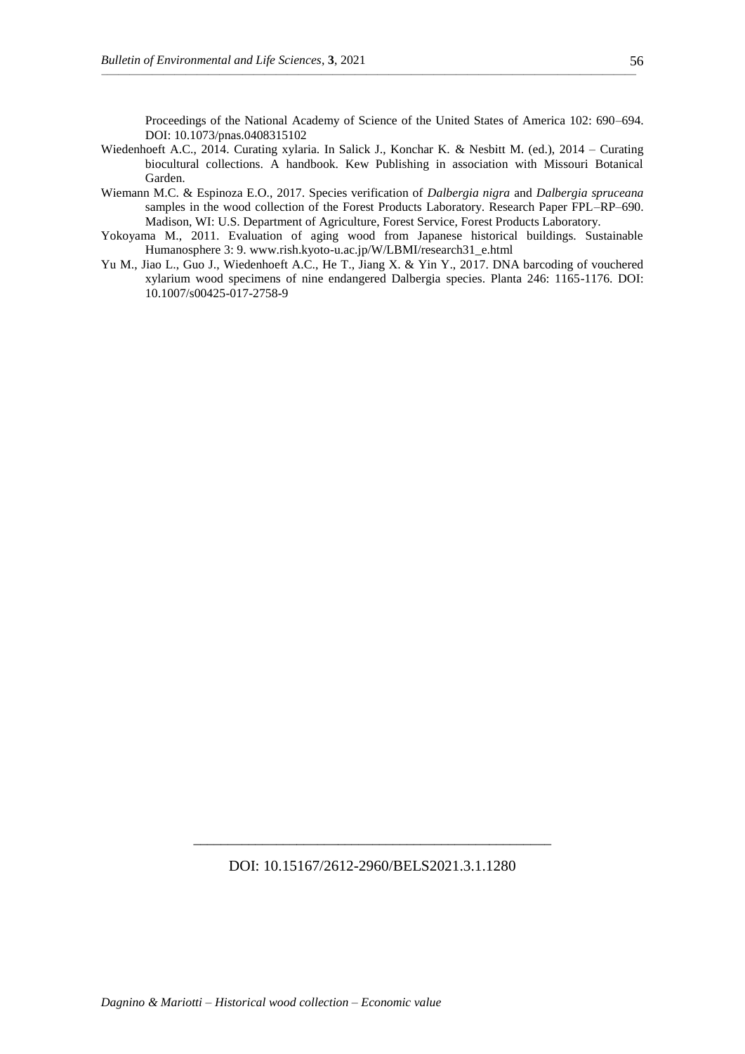Proceedings of the National Academy of Science of the United States of America 102: 690–694. DOI: 10.1073/pnas.0408315102

Wiedenhoeft A.C., 2014. Curating xylaria. In Salick J., Konchar K. & Nesbitt M. (ed.), 2014 – Curating biocultural collections. A handbook. Kew Publishing in association with Missouri Botanical Garden.

Wiemann M.C. & Espinoza E.O., 2017. Species verification of *Dalbergia nigra* and *Dalbergia spruceana* samples in the wood collection of the Forest Products Laboratory. Research Paper FPL–RP–690. Madison, WI: U.S. Department of Agriculture, Forest Service, Forest Products Laboratory.

Yokoyama M., 2011. Evaluation of aging wood from Japanese historical buildings. Sustainable Humanosphere 3: 9. www.rish.kyoto-u.ac.jp/W/LBMI/research31_e.html

Yu M., Jiao L., Guo J., Wiedenhoeft A.C., He T., Jiang X. & Yin Y., 2017. DNA barcoding of vouchered xylarium wood specimens of nine endangered Dalbergia species. Planta 246: 1165-1176. DOI: 10.1007/s00425-017-2758-9

---

DOI: 10.15167/2612-2960/BELS2021.3.1.1280